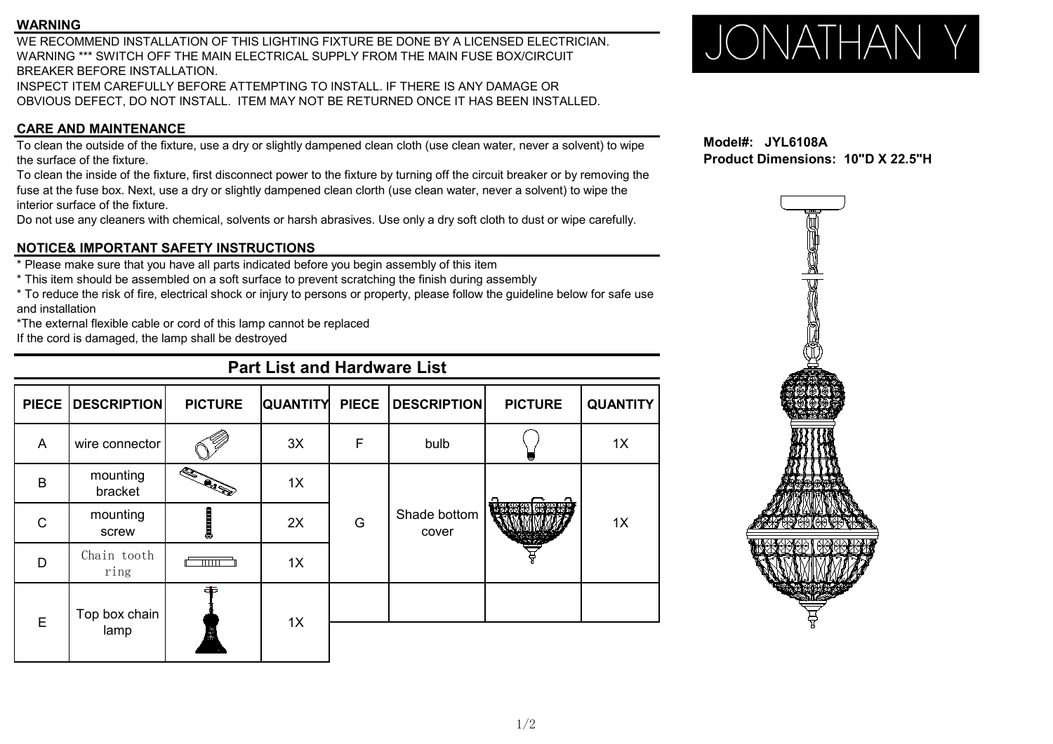## WARNING

WE RECOMMEND INSTALLATION OF THIS LIGHTING FIXTURE BE DONE BY A LICENSED ELECTRICIAN.
WARNING *** SWITCH OFF THE MAIN ELECTRICAL SUPPLY FROM THE MAIN FUSE BOX/CIRCUIT BREAKER BEFORE INSTALLATION.
INSPECT ITEM CAREFULLY BEFORE ATTEMPTING TO INSTALL. IF THERE IS ANY DAMAGE OR OBVIOUS DEFECT, DO NOT INSTALL. ITEM MAY NOT BE RETURNED ONCE IT HAS BEEN INSTALLED.

## CARE AND MAINTENANCE

To clean the outside of the fixture, use a dry or slightly dampened clean cloth (use clean water, never a solvent) to wipe the surface of the fixture.
To clean the inside of the fixture, first disconnect power to the fixture by turning off the circuit breaker or by removing the fuse at the fuse box. Next, use a dry or slightly dampened clean clorth (use clean water, never a solvent) to wipe the interior surface of the fixture.
Do not use any cleaners with chemical, solvents or harsh abrasives. Use only a dry soft cloth to dust or wipe carefully.

## NOTICE& IMPORTANT SAFETY INSTRUCTIONS

* Please make sure that you have all parts indicated before you begin assembly of this item
* This item should be assembled on a soft surface to prevent scratching the finish during assembly
* To reduce the risk of fire, electrical shock or injury to persons or property, please follow the guideline below for safe use and installation
*The external flexible cable or cord of this lamp cannot be replaced
If the cord is damaged, the lamp shall be destroyed

## Part List and Hardware List

| PIECE | DESCRIPTION | PICTURE | QUANTITY | PIECE | DESCRIPTION | PICTURE | QUANTITY |
|---|---|---|---|---|---|---|---|
| A | wire connector | | 3X | F | bulb | | 1X |
| B | mounting bracket | | 1X | G | Shade bottom cover | | 1X |
| C | mounting screw | | 2X | | | | |
| D | Chain tooth ring | | 1X | | | | |
| E | Top box chain lamp | | 1X | | | | |

JONATHAN Y

**Model#: JYL6108A**
**Product Dimensions: 10"D X 22.5"H**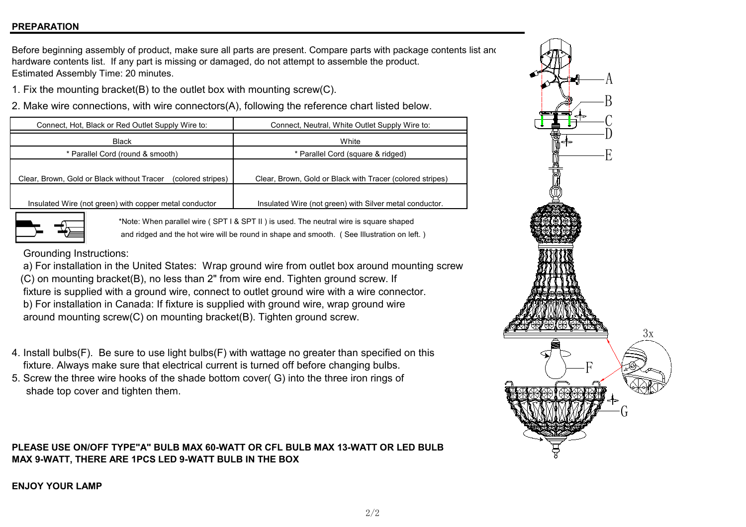## PREPARATION

Before beginning assembly of product, make sure all parts are present. Compare parts with package contents list and hardware contents list. If any part is missing or damaged, do not attempt to assemble the product.
Estimated Assembly Time: 20 minutes.

1. Fix the mounting bracket(B) to the outlet box with mounting screw(C).

2. Make wire connections, with wire connectors(A), following the reference chart listed below.

| Connect, Hot, Black or Red Outlet Supply Wire to: | Connect, Neutral, White Outlet Supply Wire to: |
|---|---|
| Black | White |
| * Parallel Cord (round & smooth) | * Parallel Cord (square & ridged) |
| Clear, Brown, Gold or Black without Tracer (colored stripes) | Clear, Brown, Gold or Black with Tracer (colored stripes) |
| Insulated Wire (not green) with copper metal conductor | Insulated Wire (not green) with Silver metal conductor. |

*Note: When parallel wire ( SPT I & SPT II ) is used. The neutral wire is square shaped and ridged and the hot wire will be round in shape and smooth. ( See Illustration on left. )

Grounding Instructions:

a) For installation in the United States: Wrap ground wire from outlet box around mounting screw (C) on mounting bracket(B), no less than 2" from wire end. Tighten ground screw. If fixture is supplied with a ground wire, connect to outlet ground wire with a wire connector.

b) For installation in Canada: If fixture is supplied with ground wire, wrap ground wire around mounting screw(C) on mounting bracket(B). Tighten ground screw.

4. Install bulbs(F). Be sure to use light bulbs(F) with wattage no greater than specified on this fixture. Always make sure that electrical current is turned off before changing bulbs.
5. Screw the three wire hooks of the shade bottom cover( G) into the three iron rings of shade top cover and tighten them.

A
B
C
D
E
F
G
3x

**PLEASE USE ON/OFF TYPE"A" BULB MAX 60-WATT OR CFL BULB MAX 13-WATT OR LED BULB MAX 9-WATT, THERE ARE 1PCS LED 9-WATT BULB IN THE BOX**

**ENJOY YOUR LAMP**